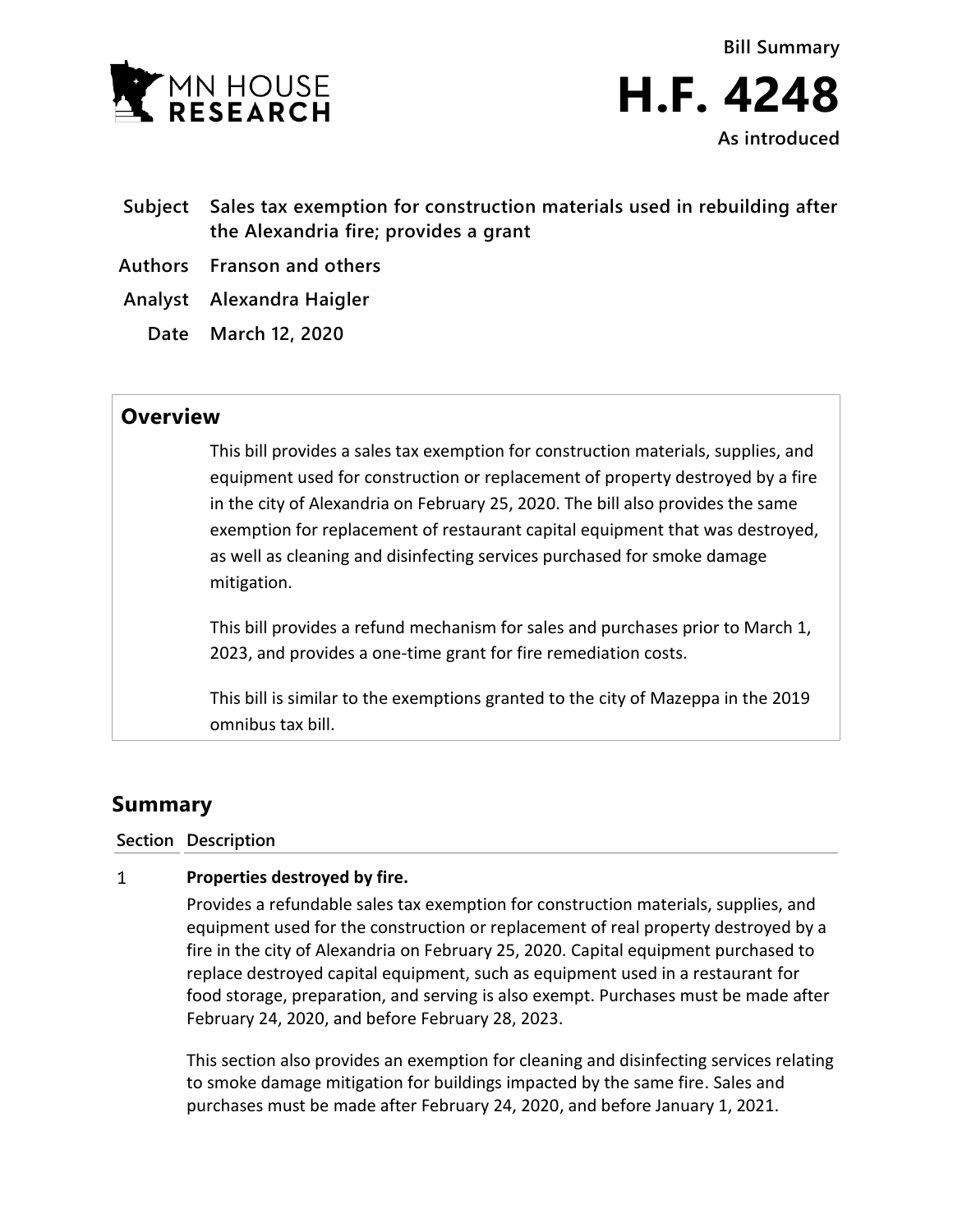Bill Summary

# H.F. 4248

As introduced

**Subject** Sales tax exemption for construction materials used in rebuilding after the Alexandria fire; provides a grant

**Authors** Franson and others

**Analyst** Alexandra Haigler

**Date** March 12, 2020

## Overview

This bill provides a sales tax exemption for construction materials, supplies, and equipment used for construction or replacement of property destroyed by a fire in the city of Alexandria on February 25, 2020. The bill also provides the same exemption for replacement of restaurant capital equipment that was destroyed, as well as cleaning and disinfecting services purchased for smoke damage mitigation.

This bill provides a refund mechanism for sales and purchases prior to March 1, 2023, and provides a one-time grant for fire remediation costs.

This bill is similar to the exemptions granted to the city of Mazeppa in the 2019 omnibus tax bill.

## Summary

**Section Description**

### 1 Properties destroyed by fire.

Provides a refundable sales tax exemption for construction materials, supplies, and equipment used for the construction or replacement of real property destroyed by a fire in the city of Alexandria on February 25, 2020. Capital equipment purchased to replace destroyed capital equipment, such as equipment used in a restaurant for food storage, preparation, and serving is also exempt. Purchases must be made after February 24, 2020, and before February 28, 2023.

This section also provides an exemption for cleaning and disinfecting services relating to smoke damage mitigation for buildings impacted by the same fire. Sales and purchases must be made after February 24, 2020, and before January 1, 2021.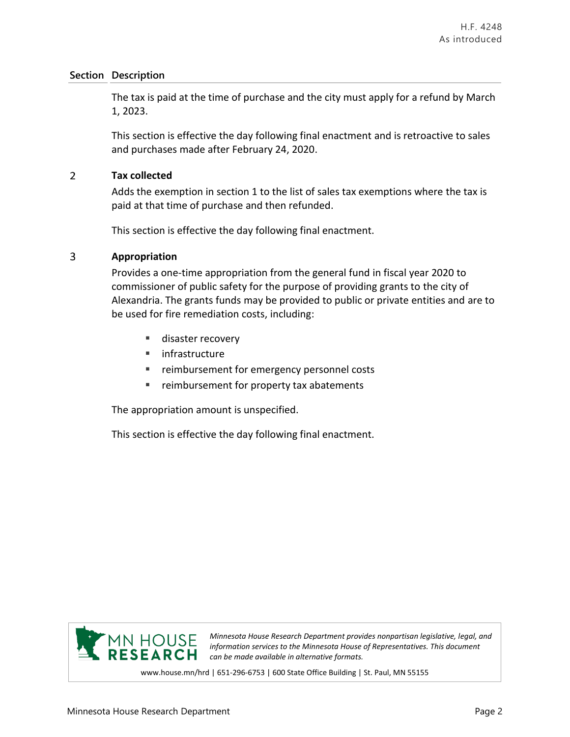| Section | Description |
|---|---|
| | The tax is paid at the time of purchase and the city must apply for a refund by March 1, 2023.<br><br>This section is effective the day following final enactment and is retroactive to sales and purchases made after February 24, 2020. |
| 2 | **Tax collected**<br>Adds the exemption in section 1 to the list of sales tax exemptions where the tax is paid at that time of purchase and then refunded.<br><br>This section is effective the day following final enactment. |
| 3 | **Appropriation**<br>Provides a one-time appropriation from the general fund in fiscal year 2020 to commissioner of public safety for the purpose of providing grants to the city of Alexandria. The grants funds may be provided to public or private entities and are to be used for fire remediation costs, including:<br><br>▪ disaster recovery<br>▪ infrastructure<br>▪ reimbursement for emergency personnel costs<br>▪ reimbursement for property tax abatements<br><br>The appropriation amount is unspecified.<br><br>This section is effective the day following final enactment. |

MN HOUSE RESEARCH

*Minnesota House Research Department provides nonpartisan legislative, legal, and information services to the Minnesota House of Representatives. This document can be made available in alternative formats.*

www.house.mn/hrd | 651-296-6753 | 600 State Office Building | St. Paul, MN 55155